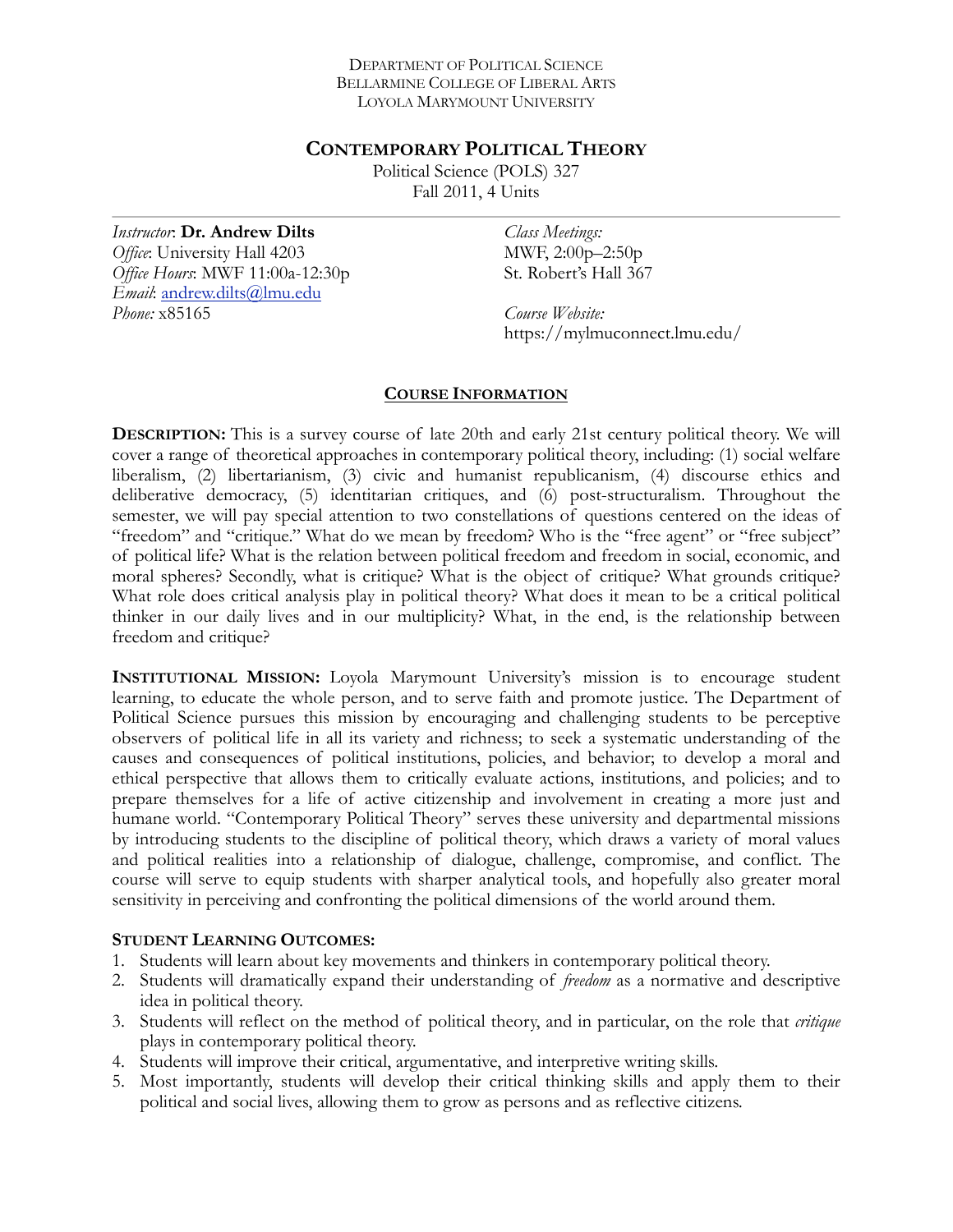Department of Political Science
Bellarmine College of Liberal Arts
Loyola Marymount University

# Contemporary Political Theory

Political Science (POLS) 327
Fall 2011, 4 Units

*Instructor*: **Dr. Andrew Dilts**
*Office*: University Hall 4203
*Office Hours*: MWF 11:00a-12:30p
*Email*: andrew.dilts@lmu.edu
*Phone:* x85165

*Class Meetings:*
MWF, 2:00p–2:50p
St. Robert's Hall 367

*Course Website:*
https://mylmuconnect.lmu.edu/

## Course Information

**Description:** This is a survey course of late 20th and early 21st century political theory. We will cover a range of theoretical approaches in contemporary political theory, including: (1) social welfare liberalism, (2) libertarianism, (3) civic and humanist republicanism, (4) discourse ethics and deliberative democracy, (5) identitarian critiques, and (6) post-structuralism. Throughout the semester, we will pay special attention to two constellations of questions centered on the ideas of "freedom" and "critique." What do we mean by freedom? Who is the "free agent" or "free subject" of political life? What is the relation between political freedom and freedom in social, economic, and moral spheres? Secondly, what is critique? What is the object of critique? What grounds critique? What role does critical analysis play in political theory? What does it mean to be a critical political thinker in our daily lives and in our multiplicity? What, in the end, is the relationship between freedom and critique?

**Institutional Mission:** Loyola Marymount University's mission is to encourage student learning, to educate the whole person, and to serve faith and promote justice. The Department of Political Science pursues this mission by encouraging and challenging students to be perceptive observers of political life in all its variety and richness; to seek a systematic understanding of the causes and consequences of political institutions, policies, and behavior; to develop a moral and ethical perspective that allows them to critically evaluate actions, institutions, and policies; and to prepare themselves for a life of active citizenship and involvement in creating a more just and humane world. "Contemporary Political Theory" serves these university and departmental missions by introducing students to the discipline of political theory, which draws a variety of moral values and political realities into a relationship of dialogue, challenge, compromise, and conflict. The course will serve to equip students with sharper analytical tools, and hopefully also greater moral sensitivity in perceiving and confronting the political dimensions of the world around them.

**Student Learning Outcomes:**

1. Students will learn about key movements and thinkers in contemporary political theory.
2. Students will dramatically expand their understanding of *freedom* as a normative and descriptive idea in political theory.
3. Students will reflect on the method of political theory, and in particular, on the role that *critique* plays in contemporary political theory.
4. Students will improve their critical, argumentative, and interpretive writing skills.
5. Most importantly, students will develop their critical thinking skills and apply them to their political and social lives, allowing them to grow as persons and as reflective citizens.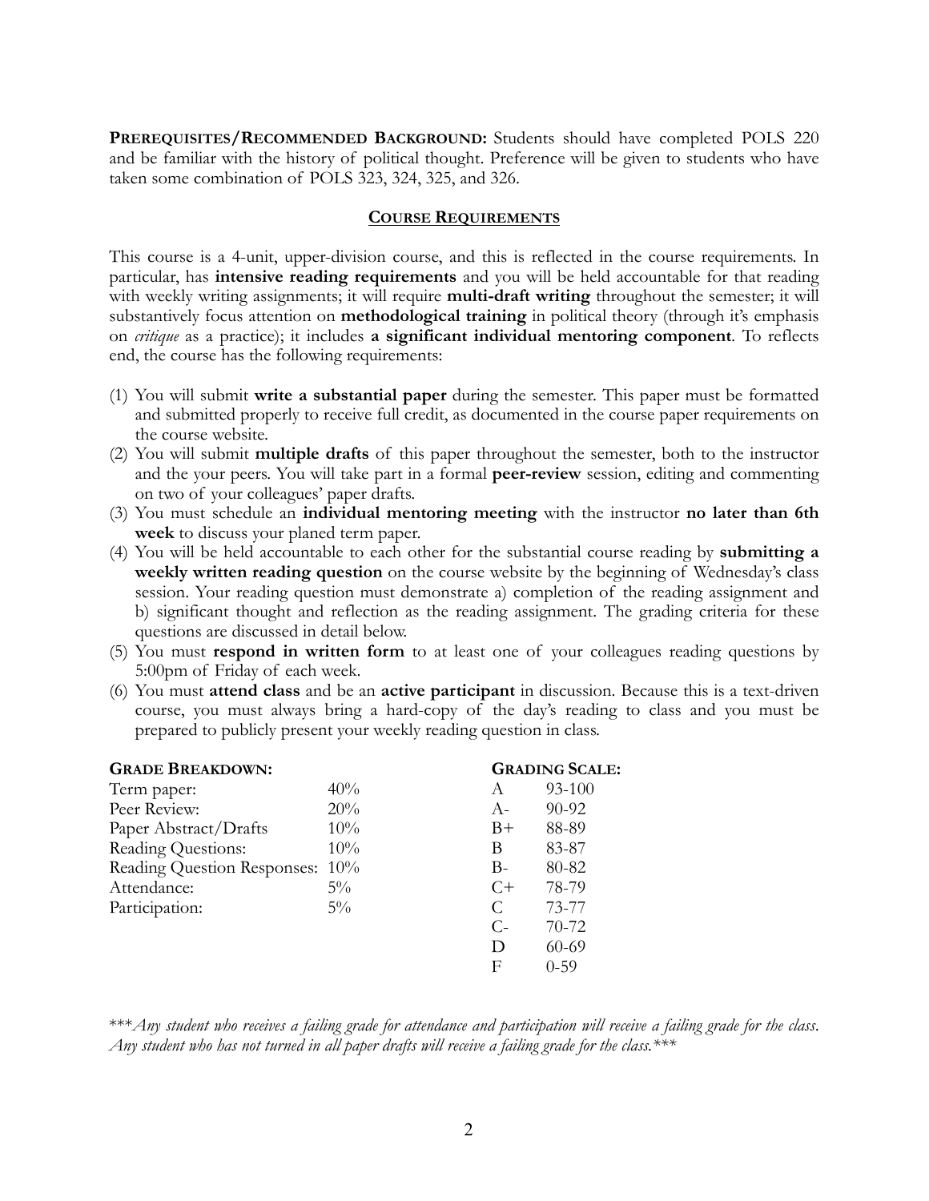**Prerequisites/Recommended Background:** Students should have completed POLS 220 and be familiar with the history of political thought. Preference will be given to students who have taken some combination of POLS 323, 324, 325, and 326.

## Course Requirements

This course is a 4-unit, upper-division course, and this is reflected in the course requirements. In particular, has **intensive reading requirements** and you will be held accountable for that reading with weekly writing assignments; it will require **multi-draft writing** throughout the semester; it will substantively focus attention on **methodological training** in political theory (through it's emphasis on *critique* as a practice); it includes **a significant individual mentoring component**. To reflects end, the course has the following requirements:

(1) You will submit **write a substantial paper** during the semester. This paper must be formatted and submitted properly to receive full credit, as documented in the course paper requirements on the course website.
(2) You will submit **multiple drafts** of this paper throughout the semester, both to the instructor and the your peers. You will take part in a formal **peer-review** session, editing and commenting on two of your colleagues' paper drafts.
(3) You must schedule an **individual mentoring meeting** with the instructor **no later than 6th week** to discuss your planed term paper.
(4) You will be held accountable to each other for the substantial course reading by **submitting a weekly written reading question** on the course website by the beginning of Wednesday's class session. Your reading question must demonstrate a) completion of the reading assignment and b) significant thought and reflection as the reading assignment. The grading criteria for these questions are discussed in detail below.
(5) You must **respond in written form** to at least one of your colleagues reading questions by 5:00pm of Friday of each week.
(6) You must **attend class** and be an **active participant** in discussion. Because this is a text-driven course, you must always bring a hard-copy of the day's reading to class and you must be prepared to publicly present your weekly reading question in class.

**Grade Breakdown:**

| Component | Weight |
|---|---|
| Term paper: | 40% |
| Peer Review: | 20% |
| Paper Abstract/Drafts | 10% |
| Reading Questions: | 10% |
| Reading Question Responses: | 10% |
| Attendance: | 5% |
| Participation: | 5% |

**Grading Scale:**

| Grade | Range |
|---|---|
| A | 93-100 |
| A- | 90-92 |
| B+ | 88-89 |
| B | 83-87 |
| B- | 80-82 |
| C+ | 78-79 |
| C | 73-77 |
| C- | 70-72 |
| D | 60-69 |
| F | 0-59 |

****Any student who receives a failing grade for attendance and participation will receive a failing grade for the class. Any student who has not turned in all paper drafts will receive a failing grade for the class.****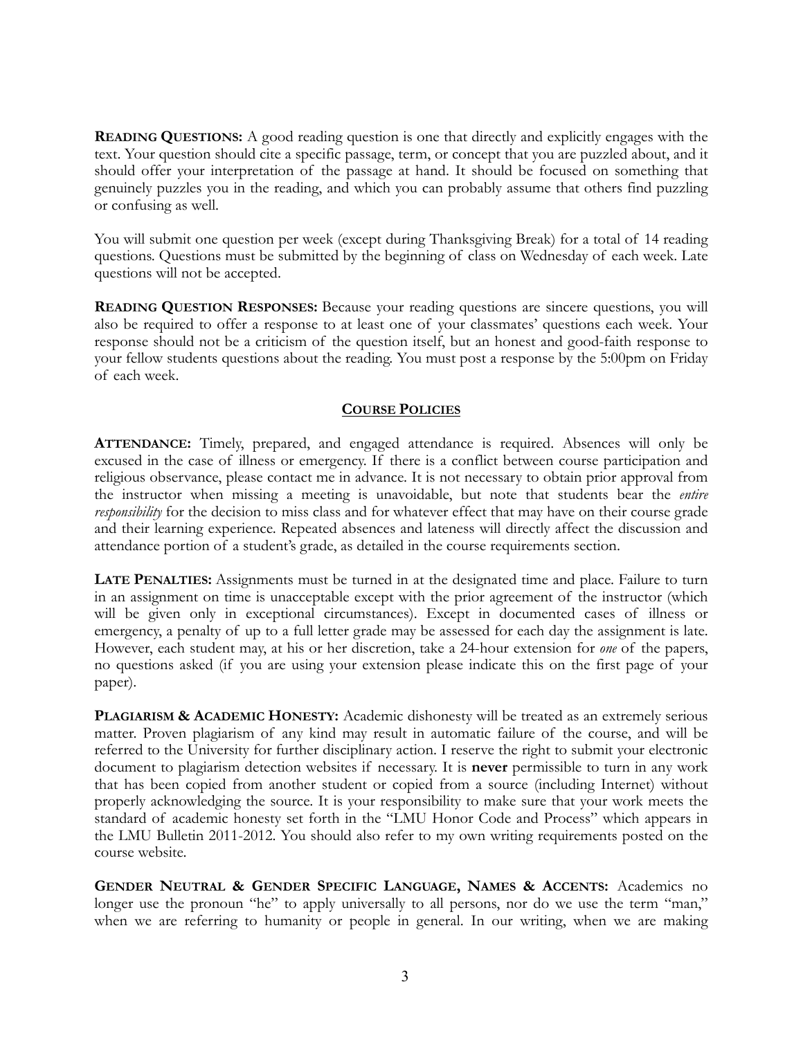**READING QUESTIONS:** A good reading question is one that directly and explicitly engages with the text. Your question should cite a specific passage, term, or concept that you are puzzled about, and it should offer your interpretation of the passage at hand. It should be focused on something that genuinely puzzles you in the reading, and which you can probably assume that others find puzzling or confusing as well.

You will submit one question per week (except during Thanksgiving Break) for a total of 14 reading questions. Questions must be submitted by the beginning of class on Wednesday of each week. Late questions will not be accepted.

**READING QUESTION RESPONSES:** Because your reading questions are sincere questions, you will also be required to offer a response to at least one of your classmates' questions each week. Your response should not be a criticism of the question itself, but an honest and good-faith response to your fellow students questions about the reading. You must post a response by the 5:00pm on Friday of each week.

## COURSE POLICIES

**ATTENDANCE:** Timely, prepared, and engaged attendance is required. Absences will only be excused in the case of illness or emergency. If there is a conflict between course participation and religious observance, please contact me in advance. It is not necessary to obtain prior approval from the instructor when missing a meeting is unavoidable, but note that students bear the *entire responsibility* for the decision to miss class and for whatever effect that may have on their course grade and their learning experience. Repeated absences and lateness will directly affect the discussion and attendance portion of a student's grade, as detailed in the course requirements section.

**LATE PENALTIES:** Assignments must be turned in at the designated time and place. Failure to turn in an assignment on time is unacceptable except with the prior agreement of the instructor (which will be given only in exceptional circumstances). Except in documented cases of illness or emergency, a penalty of up to a full letter grade may be assessed for each day the assignment is late. However, each student may, at his or her discretion, take a 24-hour extension for *one* of the papers, no questions asked (if you are using your extension please indicate this on the first page of your paper).

**PLAGIARISM & ACADEMIC HONESTY:** Academic dishonesty will be treated as an extremely serious matter. Proven plagiarism of any kind may result in automatic failure of the course, and will be referred to the University for further disciplinary action. I reserve the right to submit your electronic document to plagiarism detection websites if necessary. It is **never** permissible to turn in any work that has been copied from another student or copied from a source (including Internet) without properly acknowledging the source. It is your responsibility to make sure that your work meets the standard of academic honesty set forth in the "LMU Honor Code and Process" which appears in the LMU Bulletin 2011-2012. You should also refer to my own writing requirements posted on the course website.

**GENDER NEUTRAL & GENDER SPECIFIC LANGUAGE, NAMES & ACCENTS:** Academics no longer use the pronoun "he" to apply universally to all persons, nor do we use the term "man," when we are referring to humanity or people in general. In our writing, when we are making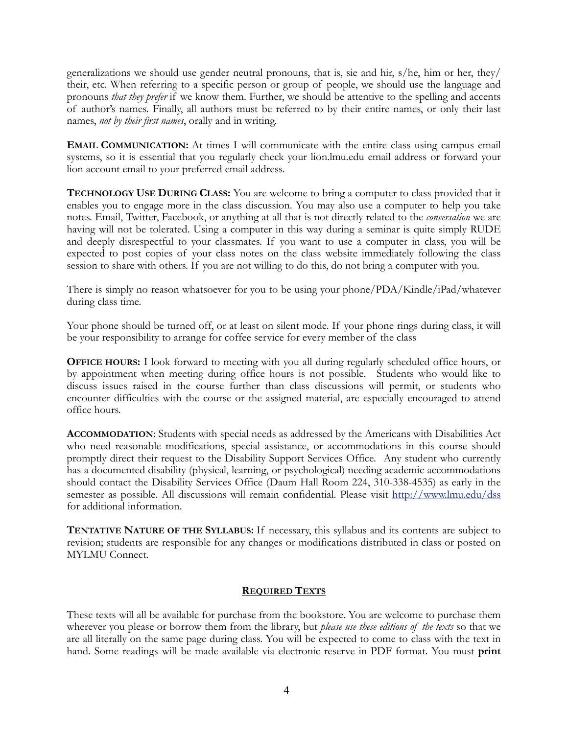generalizations we should use gender neutral pronouns, that is, sie and hir, s/he, him or her, they/their, etc. When referring to a specific person or group of people, we should use the language and pronouns *that they prefer* if we know them. Further, we should be attentive to the spelling and accents of author's names. Finally, all authors must be referred to by their entire names, or only their last names, *not by their first names*, orally and in writing.

**EMAIL COMMUNICATION:** At times I will communicate with the entire class using campus email systems, so it is essential that you regularly check your lion.lmu.edu email address or forward your lion account email to your preferred email address.

**TECHNOLOGY USE DURING CLASS:** You are welcome to bring a computer to class provided that it enables you to engage more in the class discussion. You may also use a computer to help you take notes. Email, Twitter, Facebook, or anything at all that is not directly related to the *conversation* we are having will not be tolerated. Using a computer in this way during a seminar is quite simply RUDE and deeply disrespectful to your classmates. If you want to use a computer in class, you will be expected to post copies of your class notes on the class website immediately following the class session to share with others. If you are not willing to do this, do not bring a computer with you.

There is simply no reason whatsoever for you to be using your phone/PDA/Kindle/iPad/whatever during class time.

Your phone should be turned off, or at least on silent mode. If your phone rings during class, it will be your responsibility to arrange for coffee service for every member of the class

**OFFICE HOURS:** I look forward to meeting with you all during regularly scheduled office hours, or by appointment when meeting during office hours is not possible. Students who would like to discuss issues raised in the course further than class discussions will permit, or students who encounter difficulties with the course or the assigned material, are especially encouraged to attend office hours.

**ACCOMMODATION**: Students with special needs as addressed by the Americans with Disabilities Act who need reasonable modifications, special assistance, or accommodations in this course should promptly direct their request to the Disability Support Services Office. Any student who currently has a documented disability (physical, learning, or psychological) needing academic accommodations should contact the Disability Services Office (Daum Hall Room 224, 310-338-4535) as early in the semester as possible. All discussions will remain confidential. Please visit http://www.lmu.edu/dss for additional information.

**TENTATIVE NATURE OF THE SYLLABUS:** If necessary, this syllabus and its contents are subject to revision; students are responsible for any changes or modifications distributed in class or posted on MYLMU Connect.

## REQUIRED TEXTS

These texts will all be available for purchase from the bookstore. You are welcome to purchase them wherever you please or borrow them from the library, but *please use these editions of the texts* so that we are all literally on the same page during class. You will be expected to come to class with the text in hand. Some readings will be made available via electronic reserve in PDF format. You must **print**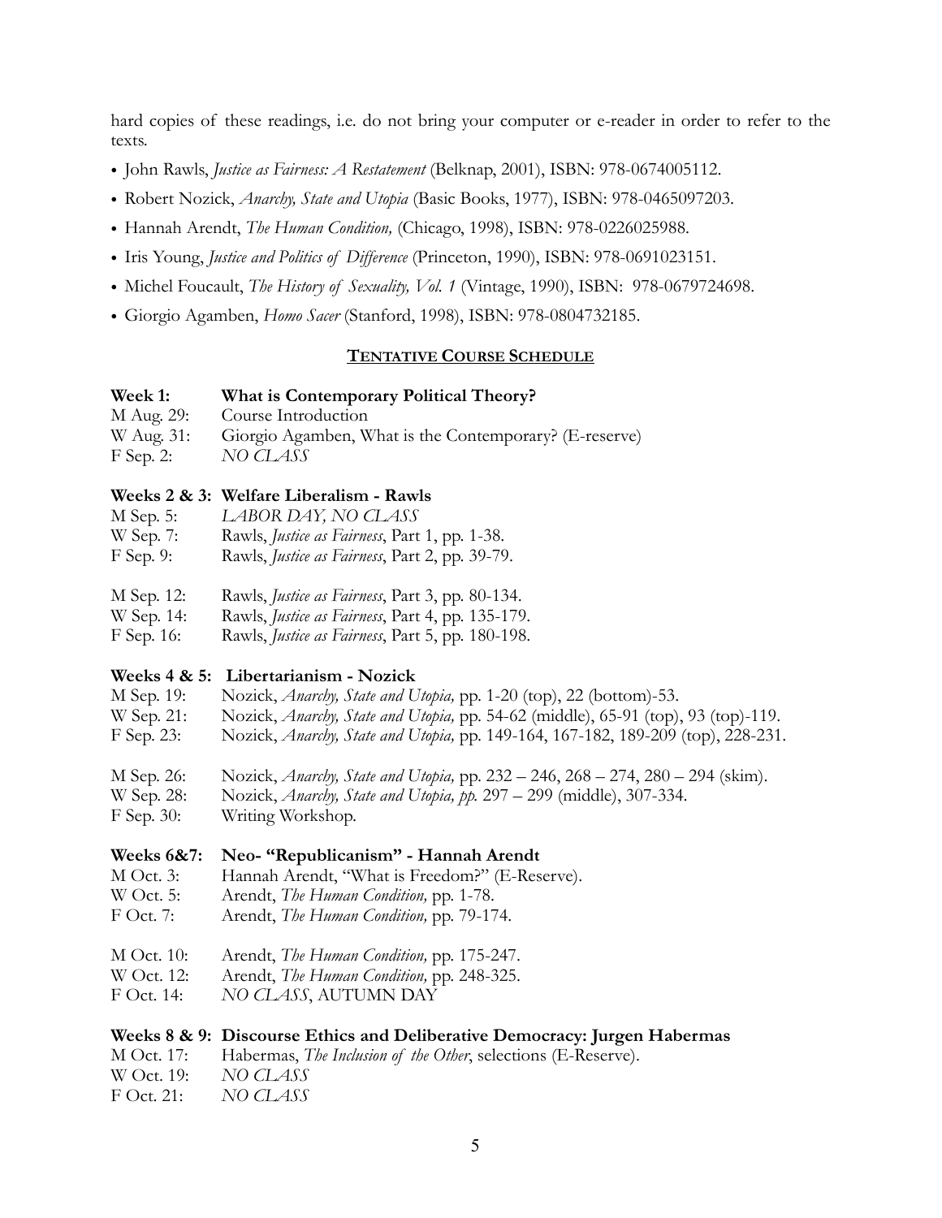hard copies of these readings, i.e. do not bring your computer or e-reader in order to refer to the texts.

- John Rawls, *Justice as Fairness: A Restatement* (Belknap, 2001), ISBN: 978-0674005112.
- Robert Nozick, *Anarchy, State and Utopia* (Basic Books, 1977), ISBN: 978-0465097203.
- Hannah Arendt, *The Human Condition,* (Chicago, 1998), ISBN: 978-0226025988.
- Iris Young, *Justice and Politics of Difference* (Princeton, 1990), ISBN: 978-0691023151.
- Michel Foucault, *The History of Sexuality, Vol. 1* (Vintage, 1990), ISBN: 978-0679724698.
- Giorgio Agamben, *Homo Sacer* (Stanford, 1998), ISBN: 978-0804732185.

## TENTATIVE COURSE SCHEDULE

**Week 1: What is Contemporary Political Theory?**

M Aug. 29: Course Introduction
W Aug. 31: Giorgio Agamben, What is the Contemporary? (E-reserve)
F Sep. 2: *NO CLASS*

**Weeks 2 & 3: Welfare Liberalism - Rawls**

M Sep. 5: *LABOR DAY, NO CLASS*
W Sep. 7: Rawls, *Justice as Fairness*, Part 1, pp. 1-38.
F Sep. 9: Rawls, *Justice as Fairness*, Part 2, pp. 39-79.

M Sep. 12: Rawls, *Justice as Fairness*, Part 3, pp. 80-134.
W Sep. 14: Rawls, *Justice as Fairness*, Part 4, pp. 135-179.
F Sep. 16: Rawls, *Justice as Fairness*, Part 5, pp. 180-198.

**Weeks 4 & 5: Libertarianism - Nozick**

M Sep. 19: Nozick, *Anarchy, State and Utopia,* pp. 1-20 (top), 22 (bottom)-53.
W Sep. 21: Nozick, *Anarchy, State and Utopia,* pp. 54-62 (middle), 65-91 (top), 93 (top)-119.
F Sep. 23: Nozick, *Anarchy, State and Utopia,* pp. 149-164, 167-182, 189-209 (top), 228-231.

M Sep. 26: Nozick, *Anarchy, State and Utopia,* pp. 232 – 246, 268 – 274, 280 – 294 (skim).
W Sep. 28: Nozick, *Anarchy, State and Utopia, pp.* 297 – 299 (middle), 307-334.
F Sep. 30: Writing Workshop.

**Weeks 6&7: Neo- "Republicanism" - Hannah Arendt**

M Oct. 3: Hannah Arendt, "What is Freedom?" (E-Reserve).
W Oct. 5: Arendt, *The Human Condition,* pp. 1-78.
F Oct. 7: Arendt, *The Human Condition,* pp. 79-174.

M Oct. 10: Arendt, *The Human Condition,* pp. 175-247.
W Oct. 12: Arendt, *The Human Condition,* pp. 248-325.
F Oct. 14: *NO CLASS*, AUTUMN DAY

**Weeks 8 & 9: Discourse Ethics and Deliberative Democracy: Jurgen Habermas**

M Oct. 17: Habermas, *The Inclusion of the Other*, selections (E-Reserve).
W Oct. 19: *NO CLASS*
F Oct. 21: *NO CLASS*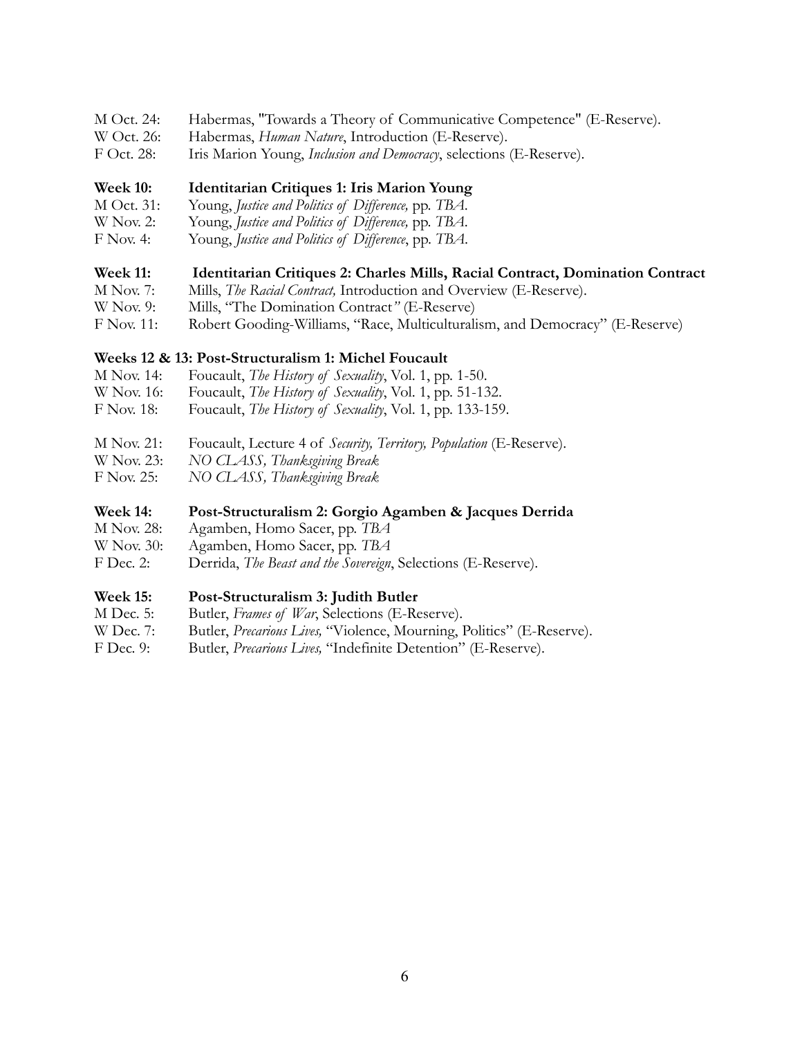M Oct. 24: Habermas, "Towards a Theory of Communicative Competence" (E-Reserve).
W Oct. 26: Habermas, *Human Nature*, Introduction (E-Reserve).
F Oct. 28: Iris Marion Young, *Inclusion and Democracy*, selections (E-Reserve).

**Week 10: Identitarian Critiques 1: Iris Marion Young**

M Oct. 31: Young, *Justice and Politics of Difference,* pp. *TBA*.
W Nov. 2: Young, *Justice and Politics of Difference,* pp. *TBA*.
F Nov. 4: Young, *Justice and Politics of Difference*, pp. *TBA*.

**Week 11: Identitarian Critiques 2: Charles Mills, Racial Contract, Domination Contract**

M Nov. 7: Mills, *The Racial Contract,* Introduction and Overview (E-Reserve).
W Nov. 9: Mills, "The Domination Contract*"* (E-Reserve)
F Nov. 11: Robert Gooding-Williams, "Race, Multiculturalism, and Democracy" (E-Reserve)

**Weeks 12 & 13: Post-Structuralism 1: Michel Foucault**

M Nov. 14: Foucault, *The History of Sexuality*, Vol. 1, pp. 1-50.
W Nov. 16: Foucault, *The History of Sexuality*, Vol. 1, pp. 51-132.
F Nov. 18: Foucault, *The History of Sexuality*, Vol. 1, pp. 133-159.

M Nov. 21: Foucault, Lecture 4 of *Security, Territory, Population* (E-Reserve).
W Nov. 23: *NO CLASS, Thanksgiving Break*
F Nov. 25: *NO CLASS, Thanksgiving Break*

**Week 14: Post-Structuralism 2: Gorgio Agamben & Jacques Derrida**

M Nov. 28: Agamben, Homo Sacer, pp. *TBA*
W Nov. 30: Agamben, Homo Sacer, pp. *TBA*
F Dec. 2: Derrida, *The Beast and the Sovereign*, Selections (E-Reserve).

**Week 15: Post-Structuralism 3: Judith Butler**

M Dec. 5: Butler, *Frames of War*, Selections (E-Reserve).
W Dec. 7: Butler, *Precarious Lives,* "Violence, Mourning, Politics" (E-Reserve).
F Dec. 9: Butler, *Precarious Lives,* "Indefinite Detention" (E-Reserve).